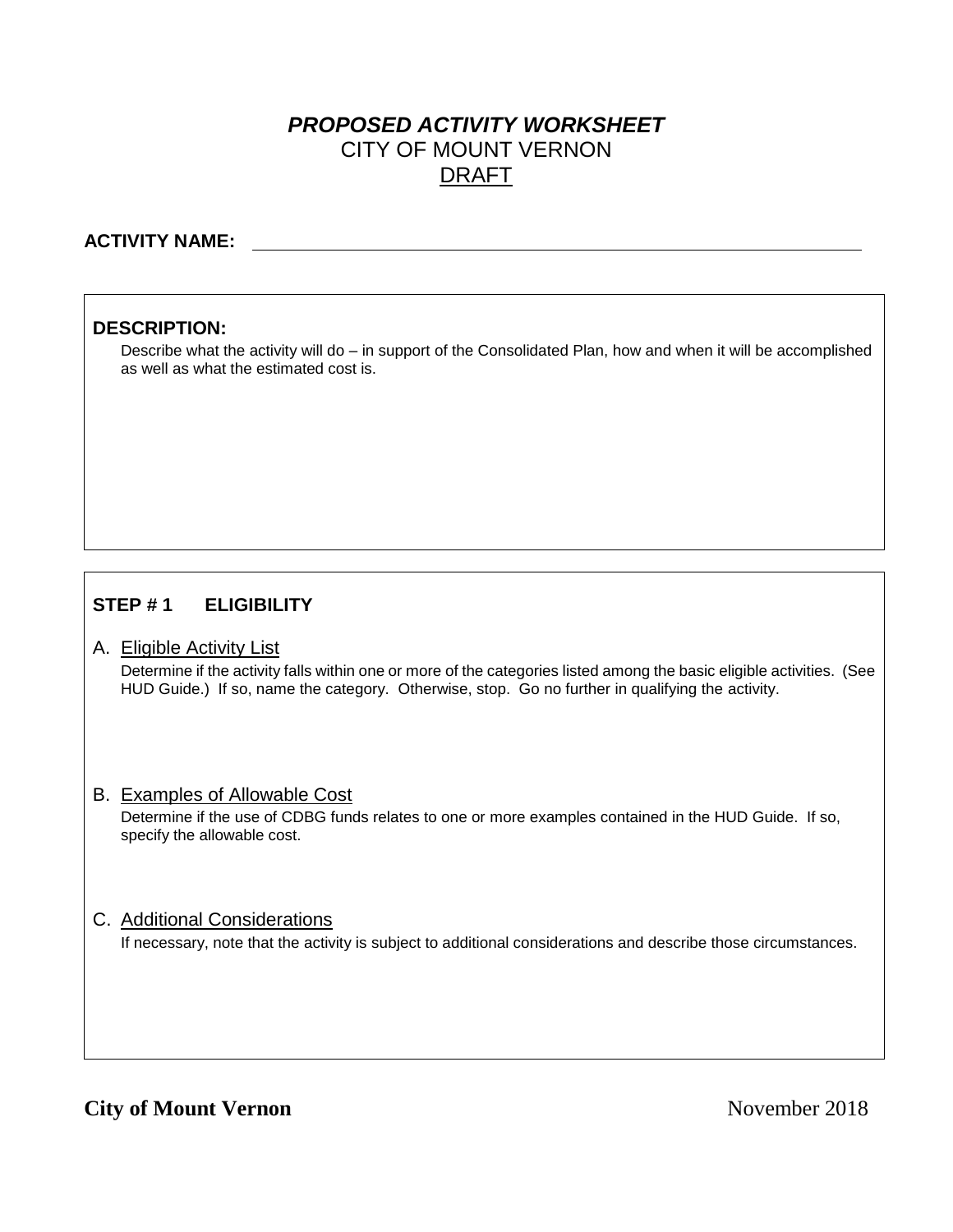# *PROPOSED ACTIVITY WORKSHEET*

CITY OF MOUNT VERNON

DRAFT

**ACTIVITY NAME:** ______________________________________________

**DESCRIPTION:**

Describe what the activity will do – in support of the Consolidated Plan, how and when it will be accomplished as well as what the estimated cost is.

## STEP # 1 ELIGIBILITY

A. Eligible Activity List

Determine if the activity falls within one or more of the categories listed among the basic eligible activities. (See HUD Guide.) If so, name the category. Otherwise, stop. Go no further in qualifying the activity.

B. Examples of Allowable Cost

Determine if the use of CDBG funds relates to one or more examples contained in the HUD Guide. If so, specify the allowable cost.

C. Additional Considerations

If necessary, note that the activity is subject to additional considerations and describe those circumstances.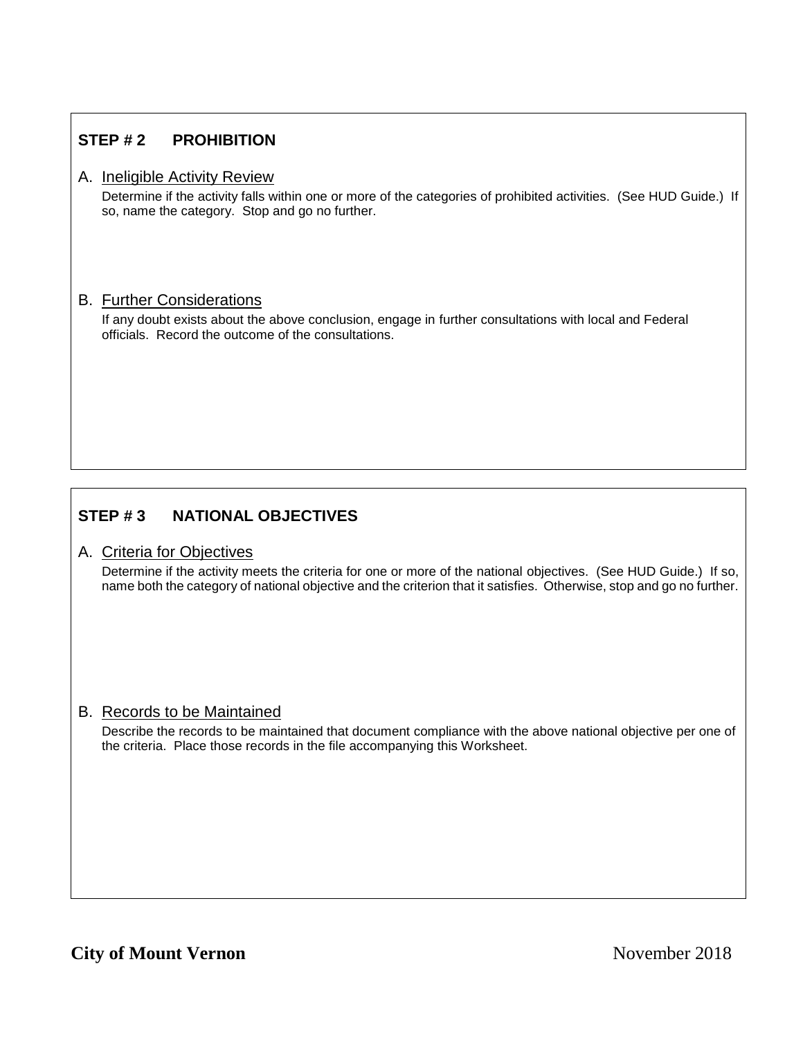## STEP # 2 PROHIBITION

A. Ineligible Activity Review

Determine if the activity falls within one or more of the categories of prohibited activities. (See HUD Guide.) If so, name the category. Stop and go no further.

B. Further Considerations

If any doubt exists about the above conclusion, engage in further consultations with local and Federal officials. Record the outcome of the consultations.

## STEP # 3 NATIONAL OBJECTIVES

A. Criteria for Objectives

Determine if the activity meets the criteria for one or more of the national objectives. (See HUD Guide.) If so, name both the category of national objective and the criterion that it satisfies. Otherwise, stop and go no further.

B. Records to be Maintained

Describe the records to be maintained that document compliance with the above national objective per one of the criteria. Place those records in the file accompanying this Worksheet.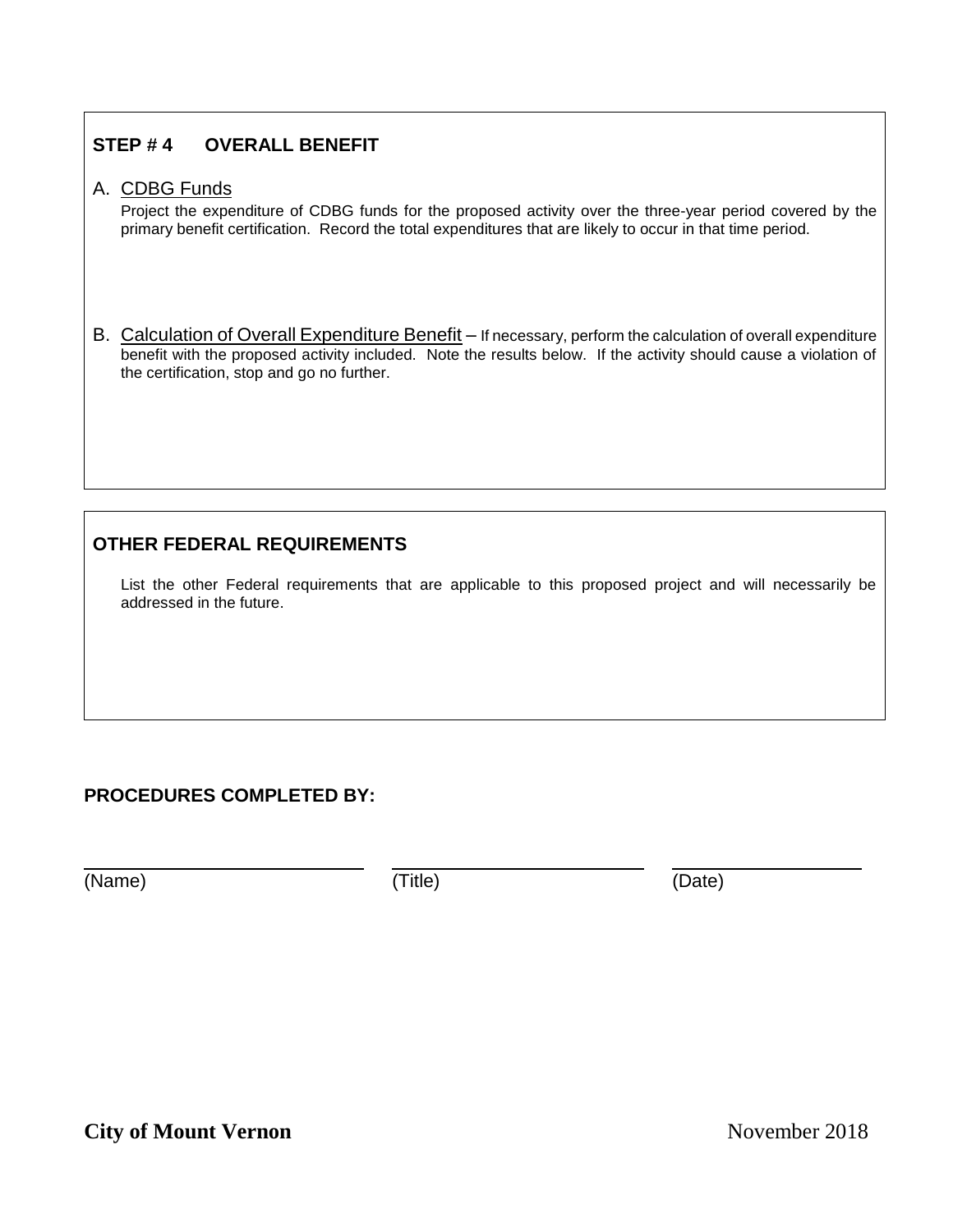## STEP # 4 OVERALL BENEFIT

A. CDBG Funds

Project the expenditure of CDBG funds for the proposed activity over the three-year period covered by the primary benefit certification. Record the total expenditures that are likely to occur in that time period.

B. Calculation of Overall Expenditure Benefit – If necessary, perform the calculation of overall expenditure benefit with the proposed activity included. Note the results below. If the activity should cause a violation of the certification, stop and go no further.

## OTHER FEDERAL REQUIREMENTS

List the other Federal requirements that are applicable to this proposed project and will necessarily be addressed in the future.

**PROCEDURES COMPLETED BY:**

| (Name) | (Title) | (Date) |
|---|---|---|

**City of Mount Vernon** November 2018